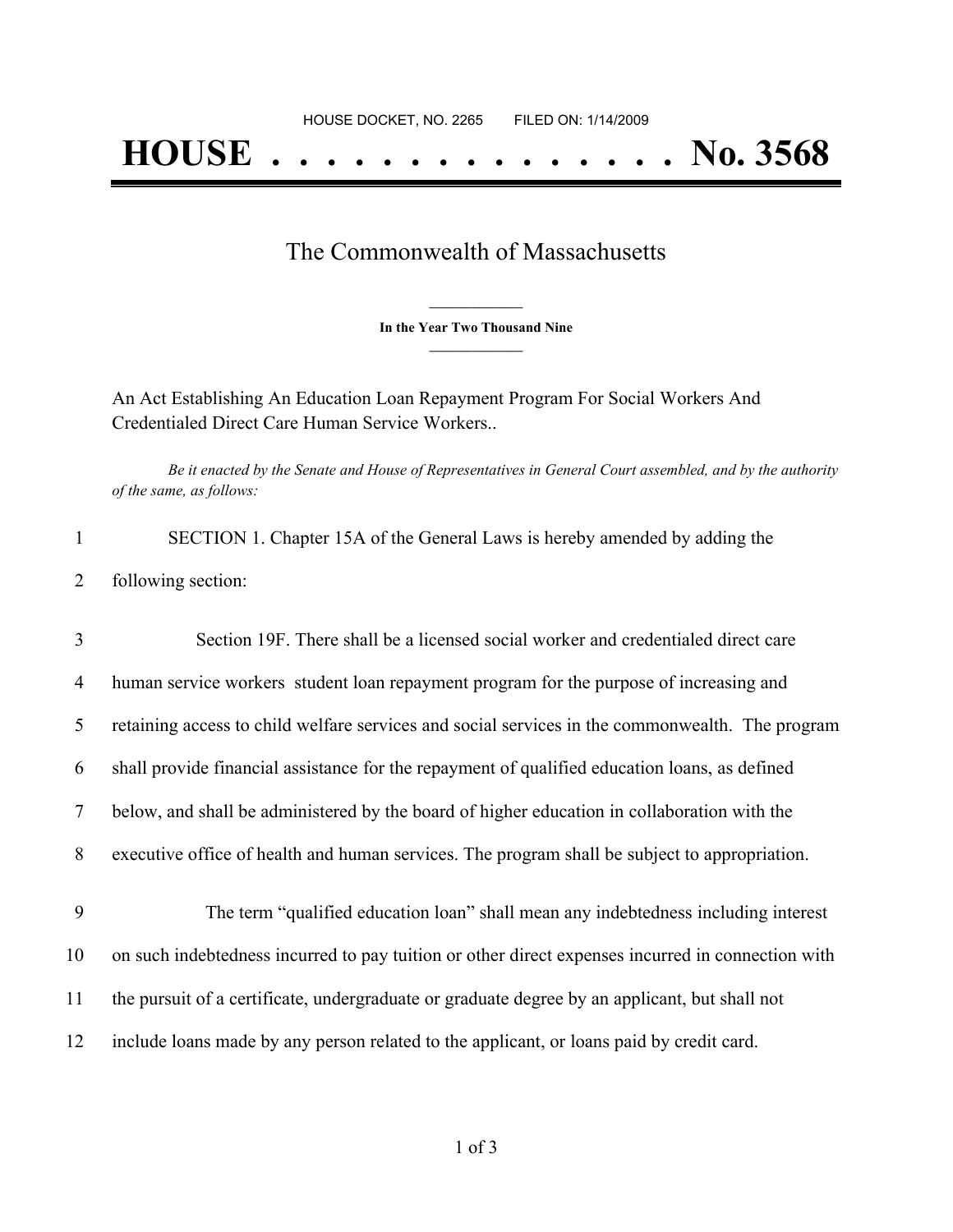HOUSE DOCKET, NO. 2265        FILED ON: 1/14/2009

# HOUSE . . . . . . . . . . . . . . . No. 3568

## The Commonwealth of Massachusetts

**In the Year Two Thousand Nine**

An Act Establishing An Education Loan Repayment Program For Social Workers And Credentialed Direct Care Human Service Workers..

*Be it enacted by the Senate and House of Representatives in General Court assembled, and by the authority of the same, as follows:*

SECTION 1. Chapter 15A of the General Laws is hereby amended by adding the following section:

Section 19F. There shall be a licensed social worker and credentialed direct care human service workers  student loan repayment program for the purpose of increasing and retaining access to child welfare services and social services in the commonwealth.  The program shall provide financial assistance for the repayment of qualified education loans, as defined below, and shall be administered by the board of higher education in collaboration with the executive office of health and human services. The program shall be subject to appropriation.

The term "qualified education loan" shall mean any indebtedness including interest on such indebtedness incurred to pay tuition or other direct expenses incurred in connection with the pursuit of a certificate, undergraduate or graduate degree by an applicant, but shall not include loans made by any person related to the applicant, or loans paid by credit card.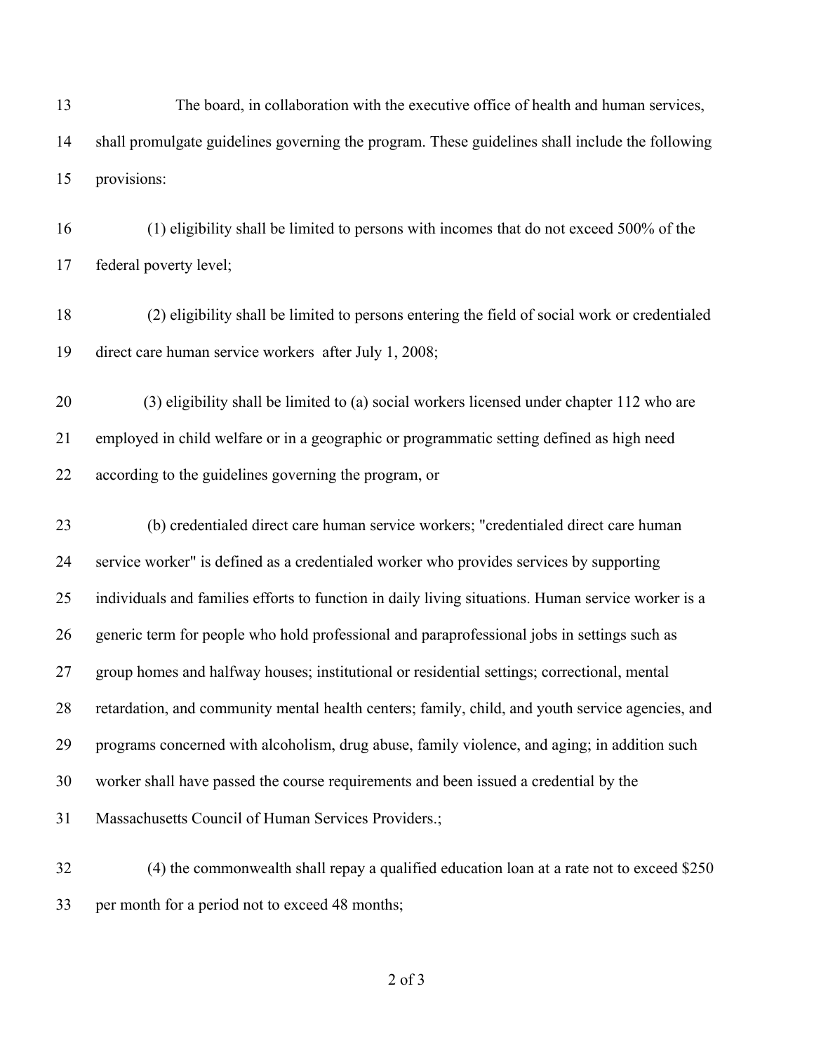The board, in collaboration with the executive office of health and human services, shall promulgate guidelines governing the program. These guidelines shall include the following provisions:

(1) eligibility shall be limited to persons with incomes that do not exceed 500% of the federal poverty level;

(2) eligibility shall be limited to persons entering the field of social work or credentialed direct care human service workers after July 1, 2008;

(3) eligibility shall be limited to (a) social workers licensed under chapter 112 who are employed in child welfare or in a geographic or programmatic setting defined as high need according to the guidelines governing the program, or

(b) credentialed direct care human service workers; "credentialed direct care human service worker" is defined as a credentialed worker who provides services by supporting individuals and families efforts to function in daily living situations. Human service worker is a generic term for people who hold professional and paraprofessional jobs in settings such as group homes and halfway houses; institutional or residential settings; correctional, mental retardation, and community mental health centers; family, child, and youth service agencies, and programs concerned with alcoholism, drug abuse, family violence, and aging; in addition such worker shall have passed the course requirements and been issued a credential by the Massachusetts Council of Human Services Providers.;

(4) the commonwealth shall repay a qualified education loan at a rate not to exceed $250 per month for a period not to exceed 48 months;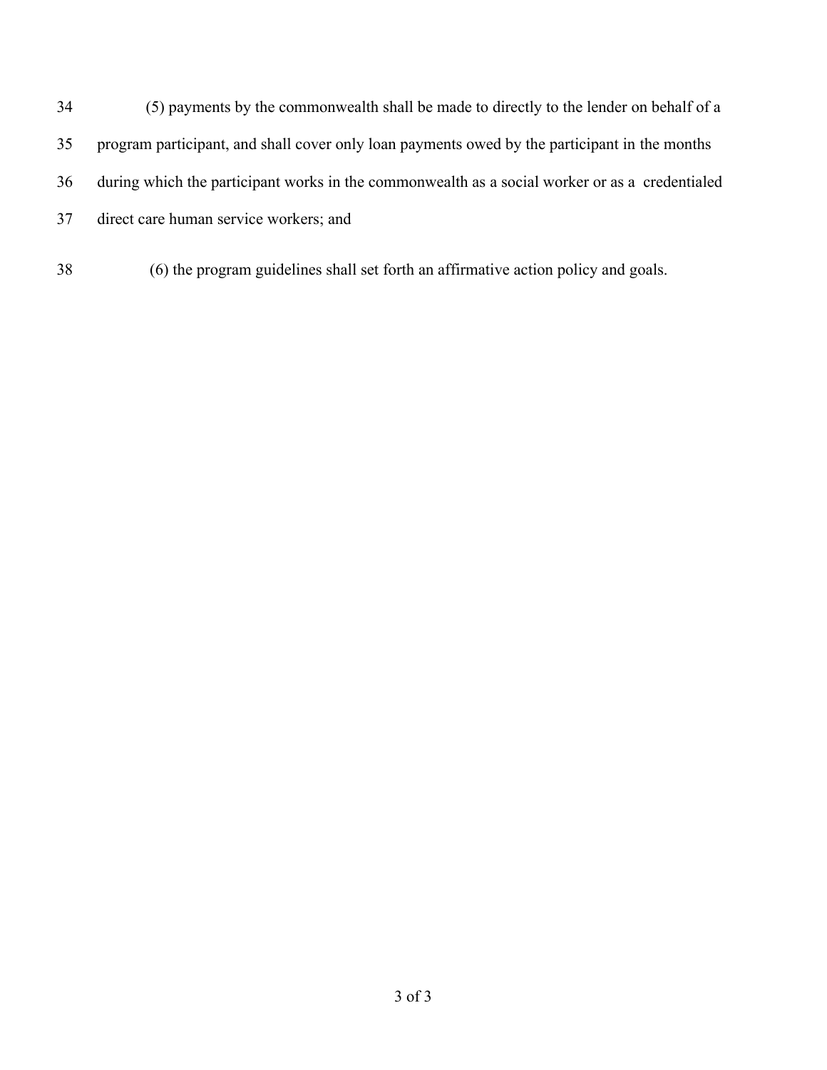(5) payments by the commonwealth shall be made to directly to the lender on behalf of a program participant, and shall cover only loan payments owed by the participant in the months during which the participant works in the commonwealth as a social worker or as a credentialed direct care human service workers; and

(6) the program guidelines shall set forth an affirmative action policy and goals.